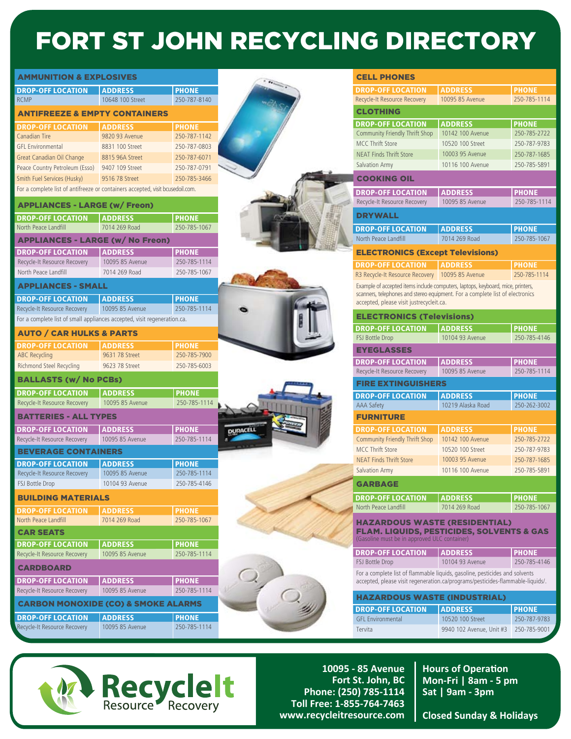# FORT ST JOHN RECYCLING DIRECTORY

## AMMUNITION & EXPLOSIVES

| DROP-OFF LOCATION | ADDRESS | PHONE |
|---|---|---|
| RCMP | 10648 100 Street | 250-787-8140 |

## ANTIFREEZE & EMPTY CONTAINERS

| DROP-OFF LOCATION | ADDRESS | PHONE |
|---|---|---|
| Canadian Tire | 9820 93 Avenue | 250-787-1142 |
| GFL Environmental | 8831 100 Street | 250-787-0803 |
| Great Canadian Oil Change | 8815 96A Street | 250-787-6071 |
| Peace Country Petroleum (Esso) | 9407 109 Street | 250-787-0791 |
| Smith Fuel Services (Husky) | 9516 78 Street | 250-785-3466 |

For a complete list of antifreeze or containers accepted, visit bcusedoil.com.

## APPLIANCES - LARGE (w/ Freon)

| DROP-OFF LOCATION | ADDRESS | PHONE |
|---|---|---|
| North Peace Landfill | 7014 269 Road | 250-785-1067 |

## APPLIANCES - LARGE (w/ No Freon)

| DROP-OFF LOCATION | ADDRESS | PHONE |
|---|---|---|
| Recycle-It Resource Recovery | 10095 85 Avenue | 250-785-1114 |
| North Peace Landfill | 7014 269 Road | 250-785-1067 |

## APPLIANCES - SMALL

| DROP-OFF LOCATION | ADDRESS | PHONE |
|---|---|---|
| Recycle-It Resource Recovery | 10095 85 Avenue | 250-785-1114 |

For a complete list of small appliances accepted, visit regeneration.ca.

## AUTO / CAR HULKS & PARTS

| DROP-OFF LOCATION | ADDRESS | PHONE |
|---|---|---|
| ABC Recycling | 9631 78 Street | 250-785-7900 |
| Richmond Steel Recycling | 9623 78 Street | 250-785-6003 |

## BALLASTS (w/ No PCBs)

| DROP-OFF LOCATION | ADDRESS | PHONE |
|---|---|---|
| Recycle-It Resource Recovery | 10095 85 Avenue | 250-785-1114 |

## BATTERIES - ALL TYPES

| DROP-OFF LOCATION | ADDRESS | PHONE |
|---|---|---|
| Recycle-It Resource Recovery | 10095 85 Avenue | 250-785-1114 |

## BEVERAGE CONTAINERS

| DROP-OFF LOCATION | ADDRESS | PHONE |
|---|---|---|
| Recycle-It Resource Recovery | 10095 85 Avenue | 250-785-1114 |
| FSJ Bottle Drop | 10104 93 Avenue | 250-785-4146 |

## BUILDING MATERIALS

| DROP-OFF LOCATION | ADDRESS | PHONE |
|---|---|---|
| North Peace Landfill | 7014 269 Road | 250-785-1067 |

## CAR SEATS

| DROP-OFF LOCATION | ADDRESS | PHONE |
|---|---|---|
| Recycle-It Resource Recovery | 10095 85 Avenue | 250-785-1114 |

## CARDBOARD

| DROP-OFF LOCATION | ADDRESS | PHONE |
|---|---|---|
| Recycle-It Resource Recovery | 10095 85 Avenue | 250-785-1114 |

## CARBON MONOXIDE (CO) & SMOKE ALARMS

| DROP-OFF LOCATION | ADDRESS | PHONE |
|---|---|---|
| Recycle-It Resource Recovery | 10095 85 Avenue | 250-785-1114 |

## CELL PHONES

| DROP-OFF LOCATION | ADDRESS | PHONE |
|---|---|---|
| Recycle-It Resource Recovery | 10095 85 Avenue | 250-785-1114 |

## CLOTHING

| DROP-OFF LOCATION | ADDRESS | PHONE |
|---|---|---|
| Community Friendly Thrift Shop | 10142 100 Avenue | 250-785-2722 |
| MCC Thrift Store | 10520 100 Street | 250-787-9783 |
| NEAT Finds Thrift Store | 10003 95 Avenue | 250-787-1685 |
| Salvation Army | 10116 100 Avenue | 250-785-5891 |

## COOKING OIL

| DROP-OFF LOCATION | ADDRESS | PHONE |
|---|---|---|
| Recycle-It Resource Recovery | 10095 85 Avenue | 250-785-1114 |

## DRYWALL

| DROP-OFF LOCATION | ADDRESS | PHONE |
|---|---|---|
| North Peace Landfill | 7014 269 Road | 250-785-1067 |

## ELECTRONICS (Except Televisions)

| DROP-OFF LOCATION | ADDRESS | PHONE |
|---|---|---|
| R3 Recycle-It Resource Recovery | 10095 85 Avenue | 250-785-1114 |

Example of accepted items include computers, laptops, keyboard, mice, printers, scanners, telephones and stereo equipment. For a complete list of electronics accepted, please visit justrecycleit.ca.

## ELECTRONICS (Televisions)

| DROP-OFF LOCATION | ADDRESS | PHONE |
|---|---|---|
| FSJ Bottle Drop | 10104 93 Avenue | 250-785-4146 |

## EYEGLASSES

| DROP-OFF LOCATION | ADDRESS | PHONE |
|---|---|---|
| Recycle-It Resource Recovery | 10095 85 Avenue | 250-785-1114 |

## FIRE EXTINGUISHERS

| DROP-OFF LOCATION | ADDRESS | PHONE |
|---|---|---|
| AAA Safety | 10219 Alaska Road | 250-262-3002 |

## FURNITURE

| DROP-OFF LOCATION | ADDRESS | PHONE |
|---|---|---|
| Community Friendly Thrift Shop | 10142 100 Avenue | 250-785-2722 |
| MCC Thrift Store | 10520 100 Street | 250-787-9783 |
| NEAT Finds Thrift Store | 10003 95 Avenue | 250-787-1685 |
| Salvation Army | 10116 100 Avenue | 250-785-5891 |

## GARBAGE

| DROP-OFF LOCATION | ADDRESS | PHONE |
|---|---|---|
| North Peace Landfill | 7014 269 Road | 250-785-1067 |

## HAZARDOUS WASTE (RESIDENTIAL) FLAM. LIQUIDS, PESTICIDES, SOLVENTS & GAS

(Gasoline must be in approved ULC container)

| DROP-OFF LOCATION | ADDRESS | PHONE |
|---|---|---|
| FSJ Bottle Drop | 10104 93 Avenue | 250-785-4146 |

For a complete list of flammable liquids, gasoline, pesticides and solvents accepted, please visit regeneration.ca/programs/pesticides-flammable-liquids/.

## HAZARDOUS WASTE (INDUSTRIAL)

| DROP-OFF LOCATION | ADDRESS | PHONE |
|---|---|---|
| GFL Environmental | 10520 100 Street | 250-787-9783 |
| Tervita | 9940 102 Avenue, Unit #3 | 250-785-9001 |

---

**RecycleIt Resource Recovery**

**10095 - 85 Avenue**
**Fort St. John, BC**
**Phone: (250) 785-1114**
**Toll Free: 1-855-764-7463**
**www.recycleitresource.com**

**Hours of Operation**
**Mon-Fri | 8am - 5 pm**
**Sat | 9am - 3pm**

**Closed Sunday & Holidays**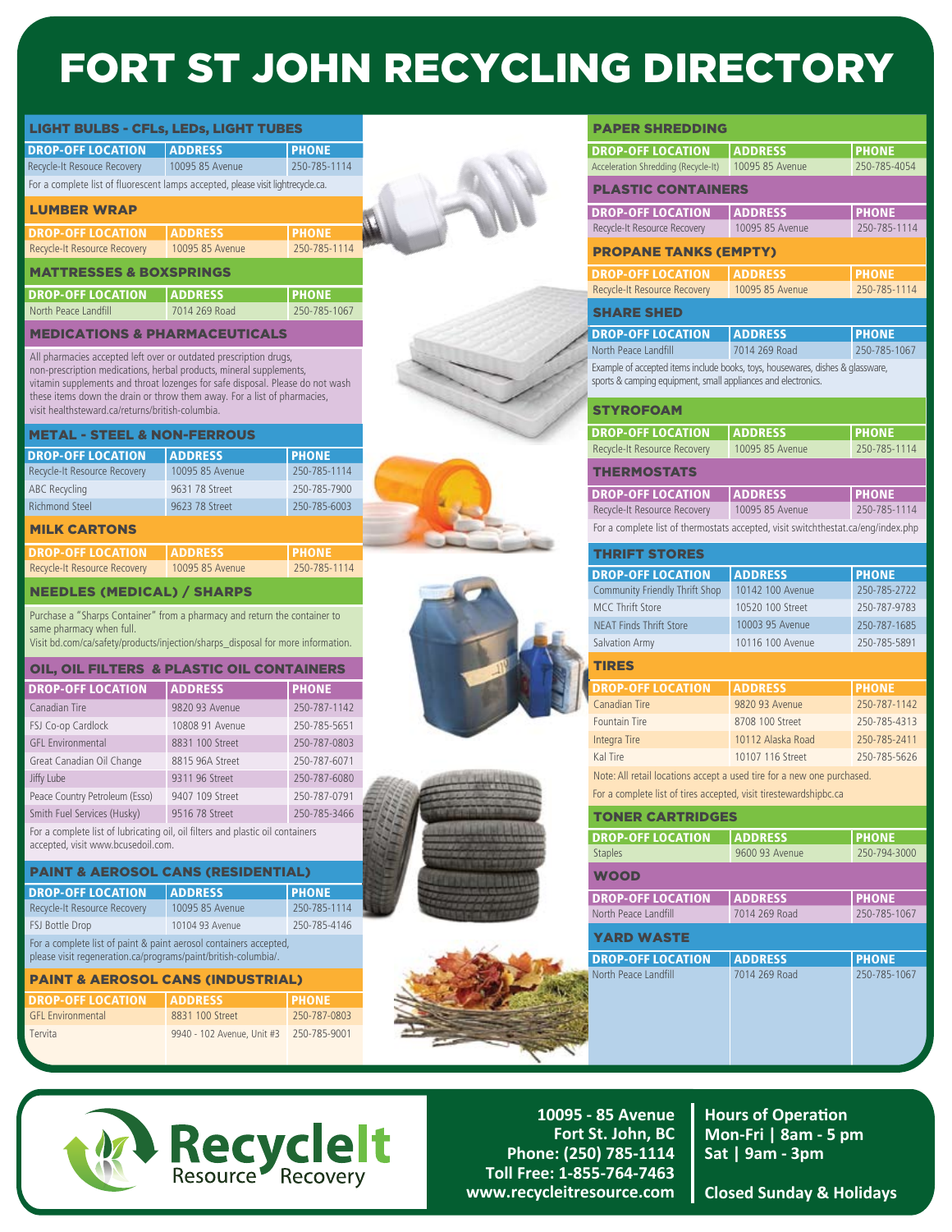# FORT ST JOHN RECYCLING DIRECTORY

## LIGHT BULBS - CFLs, LEDs, LIGHT TUBES

| DROP-OFF LOCATION | ADDRESS | PHONE |
|---|---|---|
| Recycle-It Resouce Recovery | 10095 85 Avenue | 250-785-1114 |

For a complete list of fluorescent lamps accepted, please visit lightrecycle.ca.

## LUMBER WRAP

| DROP-OFF LOCATION | ADDRESS | PHONE |
|---|---|---|
| Recycle-It Resource Recovery | 10095 85 Avenue | 250-785-1114 |

## MATTRESSES & BOXSPRINGS

| DROP-OFF LOCATION | ADDRESS | PHONE |
|---|---|---|
| North Peace Landfill | 7014 269 Road | 250-785-1067 |

## MEDICATIONS & PHARMACEUTICALS

All pharmacies accepted left over or outdated prescription drugs, non-prescription medications, herbal products, mineral supplements, vitamin supplements and throat lozenges for safe disposal. Please do not wash these items down the drain or throw them away. For a list of pharmacies, visit healthsteward.ca/returns/british-columbia.

## METAL - STEEL & NON-FERROUS

| DROP-OFF LOCATION | ADDRESS | PHONE |
|---|---|---|
| Recycle-It Resource Recovery | 10095 85 Avenue | 250-785-1114 |
| ABC Recycling | 9631 78 Street | 250-785-7900 |
| Richmond Steel | 9623 78 Street | 250-785-6003 |

## MILK CARTONS

| DROP-OFF LOCATION | ADDRESS | PHONE |
|---|---|---|
| Recycle-It Resource Recovery | 10095 85 Avenue | 250-785-1114 |

## NEEDLES (MEDICAL) / SHARPS

Purchase a "Sharps Container" from a pharmacy and return the container to same pharmacy when full.
Visit bd.com/ca/safety/products/injection/sharps_disposal for more information.

## OIL, OIL FILTERS & PLASTIC OIL CONTAINERS

| DROP-OFF LOCATION | ADDRESS | PHONE |
|---|---|---|
| Canadian Tire | 9820 93 Avenue | 250-787-1142 |
| FSJ Co-op Cardlock | 10808 91 Avenue | 250-785-5651 |
| GFL Environmental | 8831 100 Street | 250-787-0803 |
| Great Canadian Oil Change | 8815 96A Street | 250-787-6071 |
| Jiffy Lube | 9311 96 Street | 250-787-6080 |
| Peace Country Petroleum (Esso) | 9407 109 Street | 250-787-0791 |
| Smith Fuel Services (Husky) | 9516 78 Street | 250-785-3466 |

For a complete list of lubricating oil, oil filters and plastic oil containers accepted, visit www.bcusedoil.com.

## PAINT & AEROSOL CANS (RESIDENTIAL)

| DROP-OFF LOCATION | ADDRESS | PHONE |
|---|---|---|
| Recycle-It Resource Recovery | 10095 85 Avenue | 250-785-1114 |
| FSJ Bottle Drop | 10104 93 Avenue | 250-785-4146 |

For a complete list of paint & paint aerosol containers accepted, please visit regeneration.ca/programs/paint/british-columbia/.

## PAINT & AEROSOL CANS (INDUSTRIAL)

| DROP-OFF LOCATION | ADDRESS | PHONE |
|---|---|---|
| GFL Environmental | 8831 100 Street | 250-787-0803 |
| Tervita | 9940 - 102 Avenue, Unit #3 | 250-785-9001 |

## PAPER SHREDDING

| DROP-OFF LOCATION | ADDRESS | PHONE |
|---|---|---|
| Acceleration Shredding (Recycle-It) | 10095 85 Avenue | 250-785-4054 |

## PLASTIC CONTAINERS

| DROP-OFF LOCATION | ADDRESS | PHONE |
|---|---|---|
| Recycle-It Resource Recovery | 10095 85 Avenue | 250-785-1114 |

## PROPANE TANKS (EMPTY)

| DROP-OFF LOCATION | ADDRESS | PHONE |
|---|---|---|
| Recycle-It Resource Recovery | 10095 85 Avenue | 250-785-1114 |

## SHARE SHED

| DROP-OFF LOCATION | ADDRESS | PHONE |
|---|---|---|
| North Peace Landfill | 7014 269 Road | 250-785-1067 |

Example of accepted items include books, toys, housewares, dishes & glassware, sports & camping equipment, small appliances and electronics.

## STYROFOAM

| DROP-OFF LOCATION | ADDRESS | PHONE |
|---|---|---|
| Recycle-It Resource Recovery | 10095 85 Avenue | 250-785-1114 |

## THERMOSTATS

| DROP-OFF LOCATION | ADDRESS | PHONE |
|---|---|---|
| Recycle-It Resource Recovery | 10095 85 Avenue | 250-785-1114 |

For a complete list of thermostats accepted, visit switchthestat.ca/eng/index.php

## THRIFT STORES

| DROP-OFF LOCATION | ADDRESS | PHONE |
|---|---|---|
| Community Friendly Thrift Shop | 10142 100 Avenue | 250-785-2722 |
| MCC Thrift Store | 10520 100 Street | 250-787-9783 |
| NEAT Finds Thrift Store | 10003 95 Avenue | 250-787-1685 |
| Salvation Army | 10116 100 Avenue | 250-785-5891 |

## TIRES

| DROP-OFF LOCATION | ADDRESS | PHONE |
|---|---|---|
| Canadian Tire | 9820 93 Avenue | 250-787-1142 |
| Fountain Tire | 8708 100 Street | 250-785-4313 |
| Integra Tire | 10112 Alaska Road | 250-785-2411 |
| Kal Tire | 10107 116 Street | 250-785-5626 |

Note: All retail locations accept a used tire for a new one purchased.
For a complete list of tires accepted, visit tirestewardshipbc.ca

## TONER CARTRIDGES

| DROP-OFF LOCATION | ADDRESS | PHONE |
|---|---|---|
| Staples | 9600 93 Avenue | 250-794-3000 |

## WOOD

| DROP-OFF LOCATION | ADDRESS | PHONE |
|---|---|---|
| North Peace Landfill | 7014 269 Road | 250-785-1067 |

## YARD WASTE

| DROP-OFF LOCATION | ADDRESS | PHONE |
|---|---|---|
| North Peace Landfill | 7014 269 Road | 250-785-1067 |

**RecycleIt Resource Recovery**

**10095 - 85 Avenue**
**Fort St. John, BC**
**Phone: (250) 785-1114**
**Toll Free: 1-855-764-7463**
**www.recycleitresource.com**

**Hours of Operation**
**Mon-Fri | 8am - 5 pm**
**Sat | 9am - 3pm**

**Closed Sunday & Holidays**